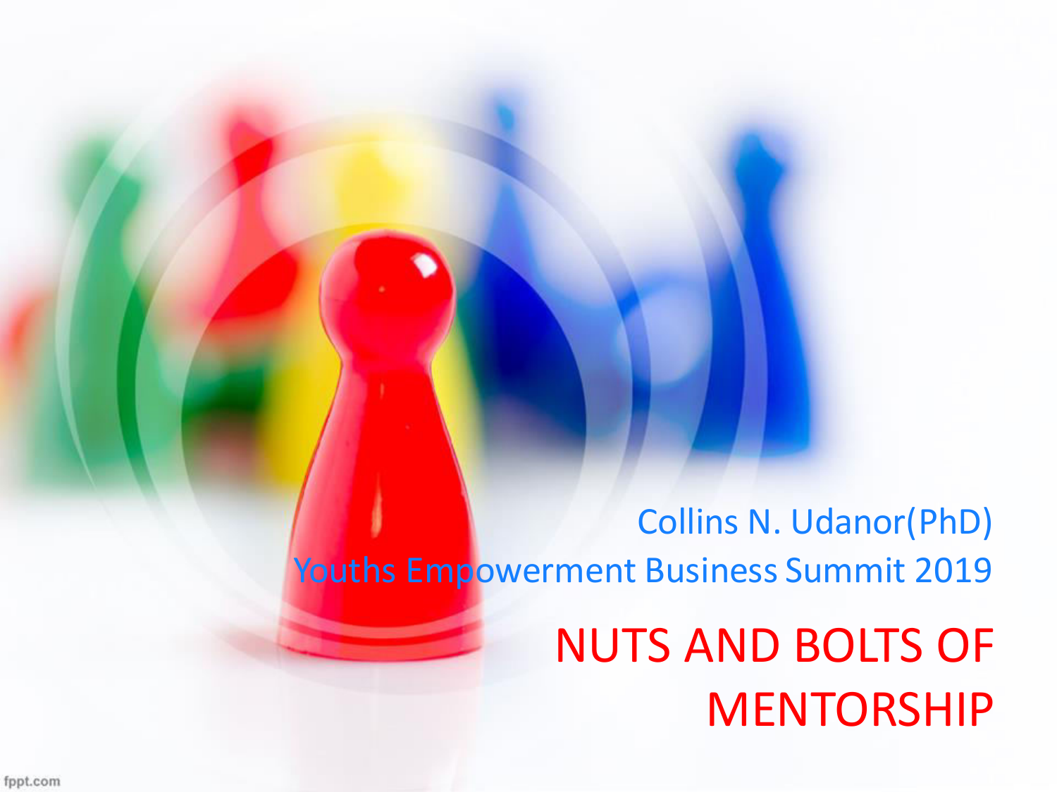Collins N. Udanor(PhD)

Youths Empowerment Business Summit 2019

# NUTS AND BOLTS OF MENTORSHIP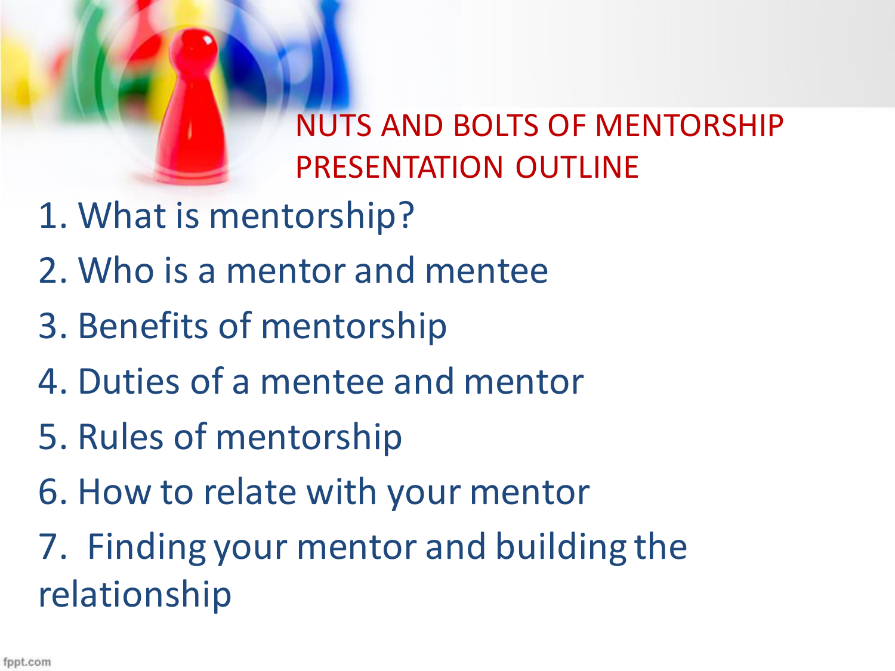# NUTS AND BOLTS OF MENTORSHIP PRESENTATION OUTLINE

1. What is mentorship?
2. Who is a mentor and mentee
3. Benefits of mentorship
4. Duties of a mentee and mentor
5. Rules of mentorship
6. How to relate with your mentor
7. Finding your mentor and building the relationship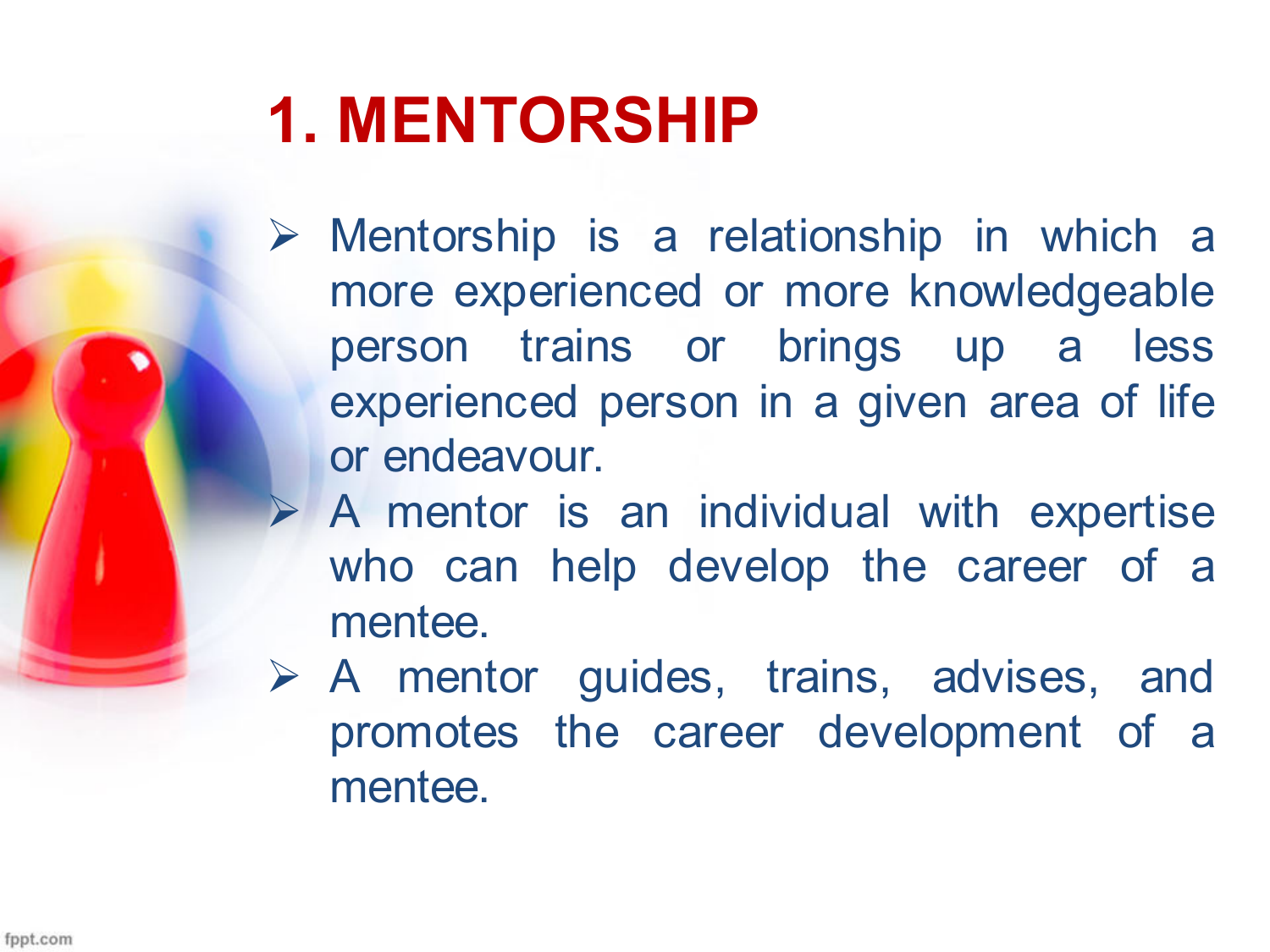# 1. MENTORSHIP

- Mentorship is a relationship in which a more experienced or more knowledgeable person trains or brings up a less experienced person in a given area of life or endeavour.
- A mentor is an individual with expertise who can help develop the career of a mentee.
- A mentor guides, trains, advises, and promotes the career development of a mentee.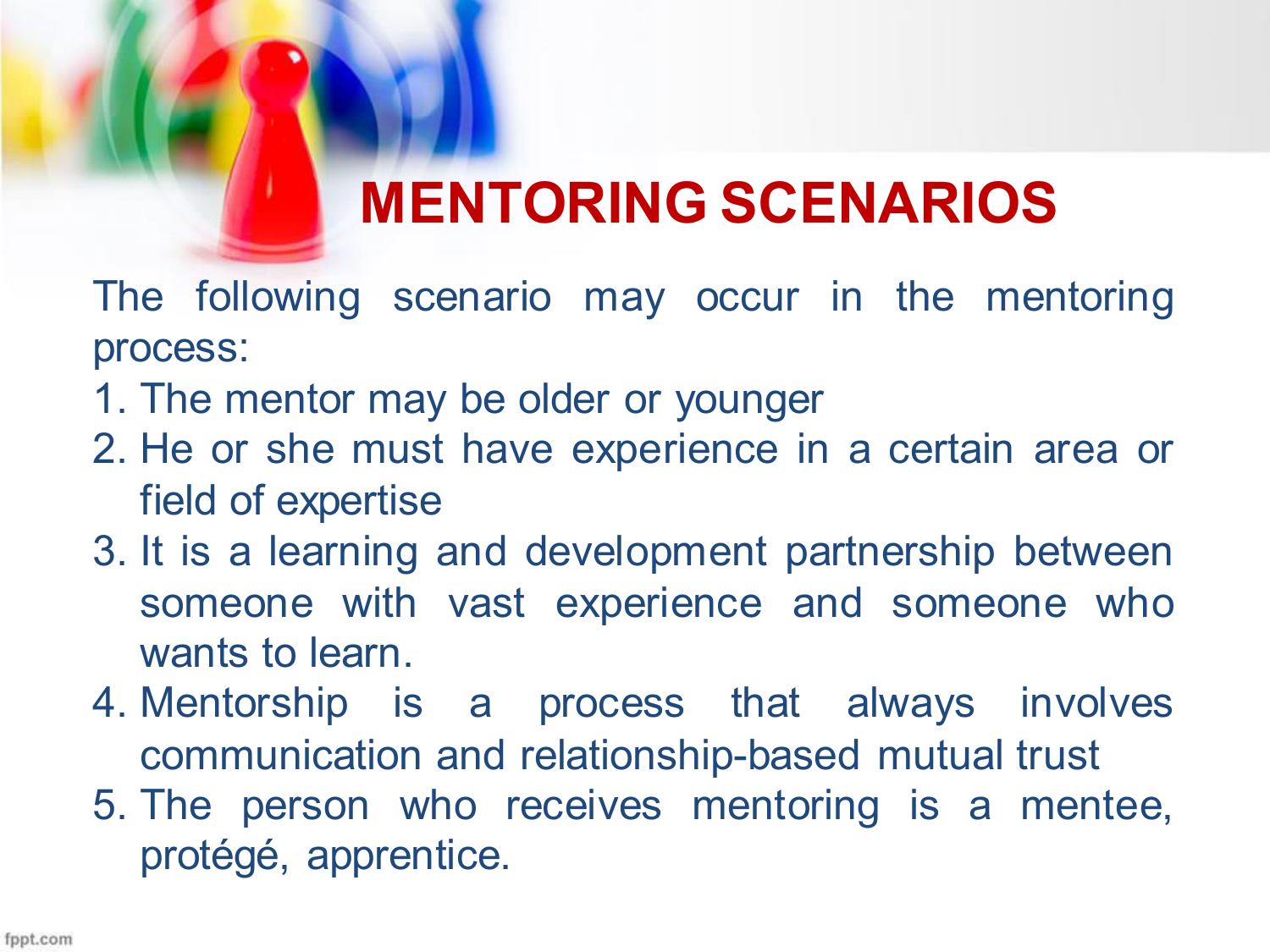# MENTORING SCENARIOS

The following scenario may occur in the mentoring process:

1. The mentor may be older or younger
2. He or she must have experience in a certain area or field of expertise
3. It is a learning and development partnership between someone with vast experience and someone who wants to learn.
4. Mentorship is a process that always involves communication and relationship-based mutual trust
5. The person who receives mentoring is a mentee, protégé, apprentice.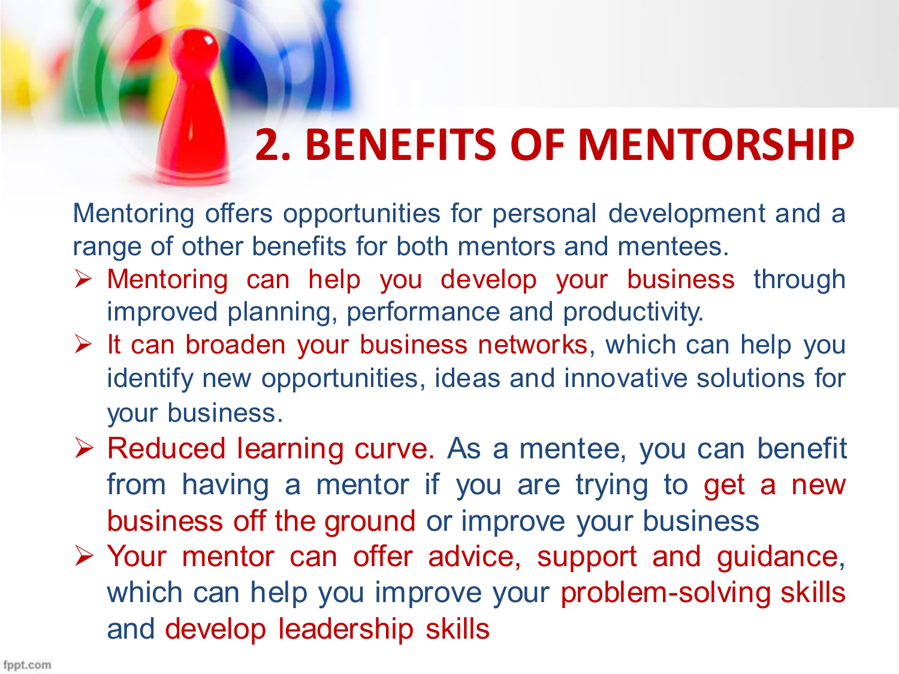# 2. BENEFITS OF MENTORSHIP

Mentoring offers opportunities for personal development and a range of other benefits for both mentors and mentees.

- Mentoring can help you develop your business through improved planning, performance and productivity.
- It can broaden your business networks, which can help you identify new opportunities, ideas and innovative solutions for your business.
- Reduced learning curve. As a mentee, you can benefit from having a mentor if you are trying to get a new business off the ground or improve your business
- Your mentor can offer advice, support and guidance, which can help you improve your problem-solving skills and develop leadership skills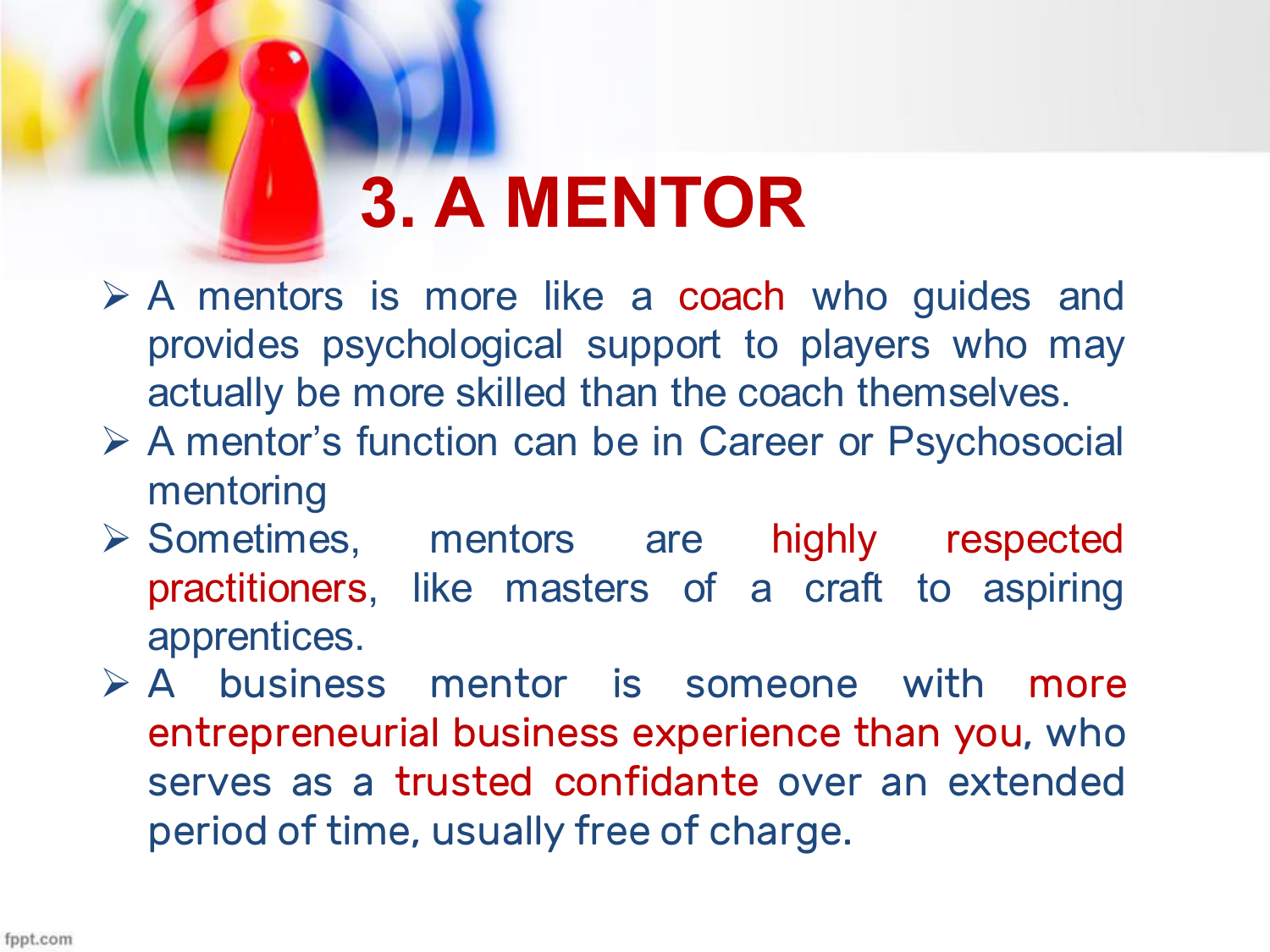# 3. A MENTOR

- A mentors is more like a coach who guides and provides psychological support to players who may actually be more skilled than the coach themselves.
- A mentor's function can be in Career or Psychosocial mentoring
- Sometimes, mentors are highly respected practitioners, like masters of a craft to aspiring apprentices.
- A business mentor is someone with more entrepreneurial business experience than you, who serves as a trusted confidante over an extended period of time, usually free of charge.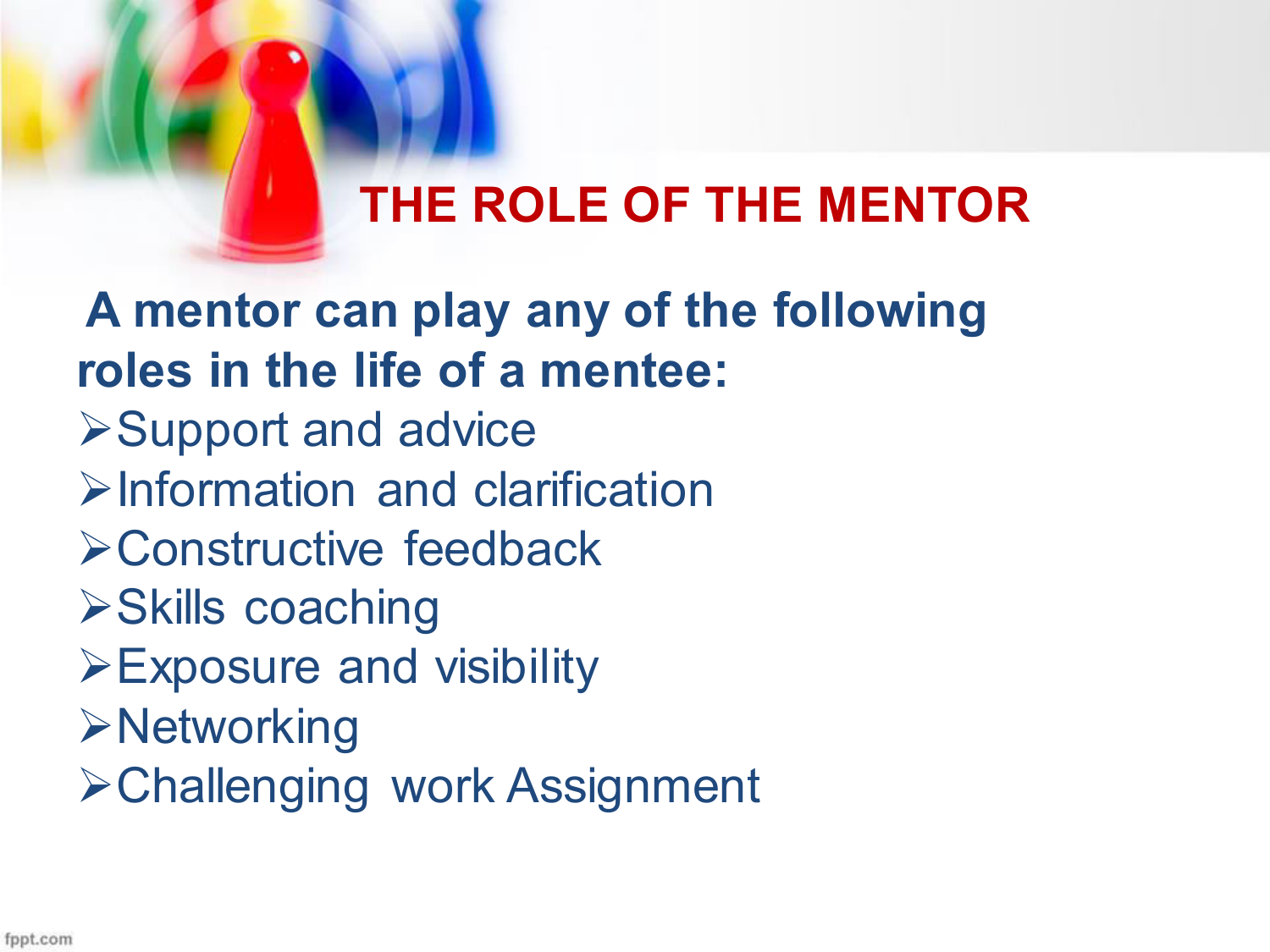# THE ROLE OF THE MENTOR

**A mentor can play any of the following roles in the life of a mentee:**

- Support and advice
- Information and clarification
- Constructive feedback
- Skills coaching
- Exposure and visibility
- Networking
- Challenging work Assignment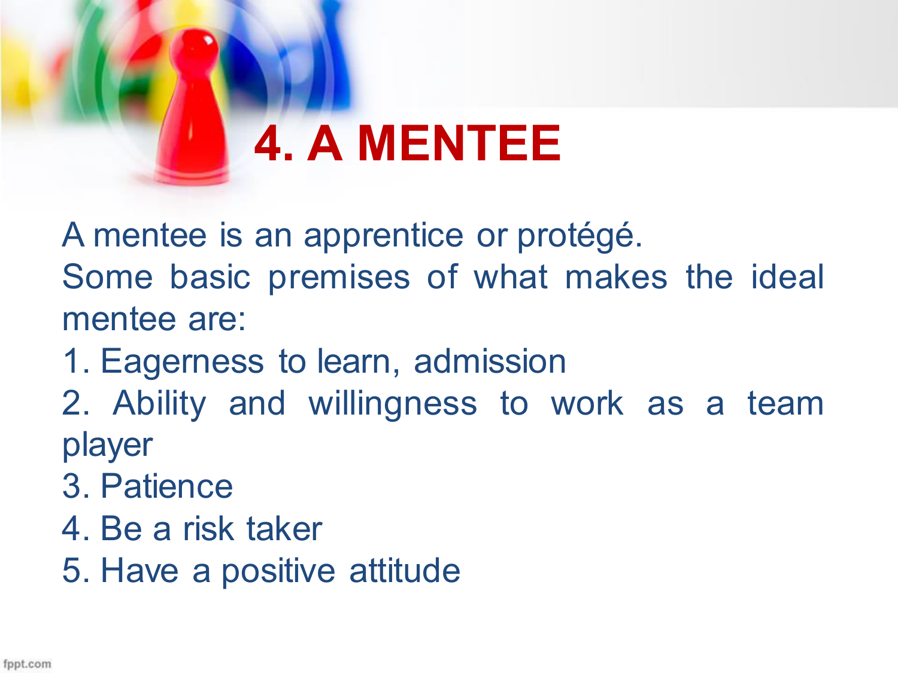# 4. A MENTEE

A mentee is an apprentice or protégé.

Some basic premises of what makes the ideal mentee are:

1. Eagerness to learn, admission
2. Ability and willingness to work as a team player
3. Patience
4. Be a risk taker
5. Have a positive attitude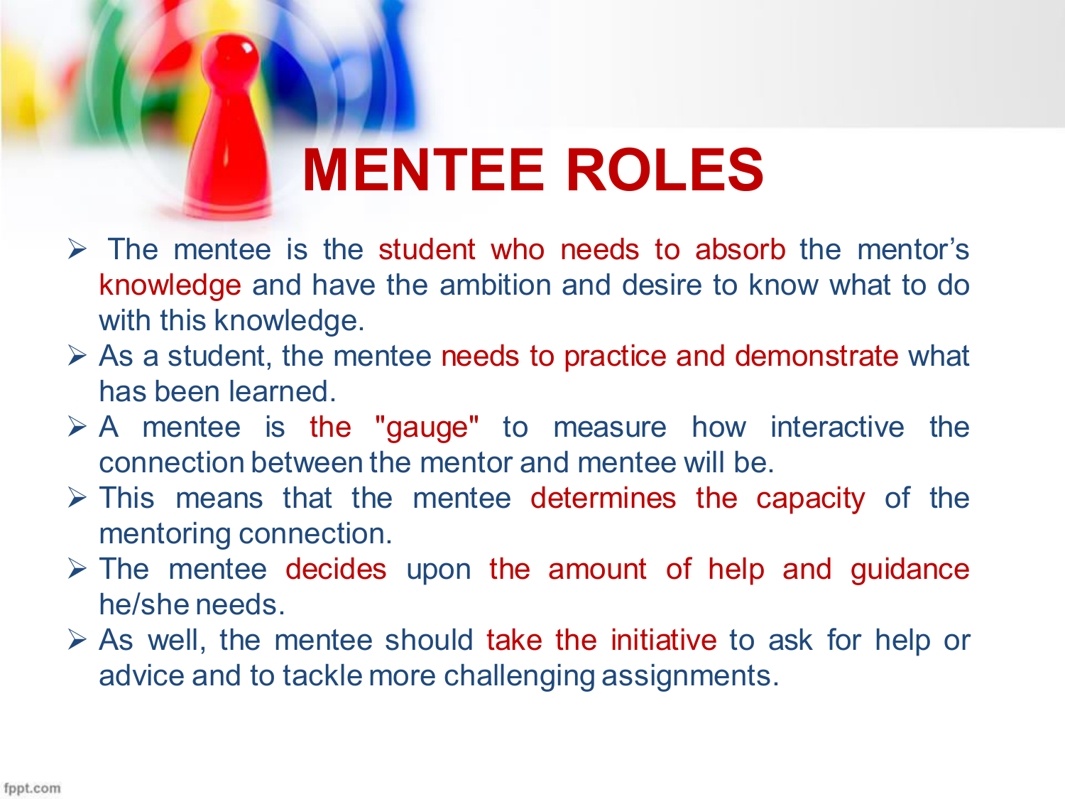# MENTEE ROLES

- The mentee is the student who needs to absorb the mentor's knowledge and have the ambition and desire to know what to do with this knowledge.
- As a student, the mentee needs to practice and demonstrate what has been learned.
- A mentee is the "gauge" to measure how interactive the connection between the mentor and mentee will be.
- This means that the mentee determines the capacity of the mentoring connection.
- The mentee decides upon the amount of help and guidance he/she needs.
- As well, the mentee should take the initiative to ask for help or advice and to tackle more challenging assignments.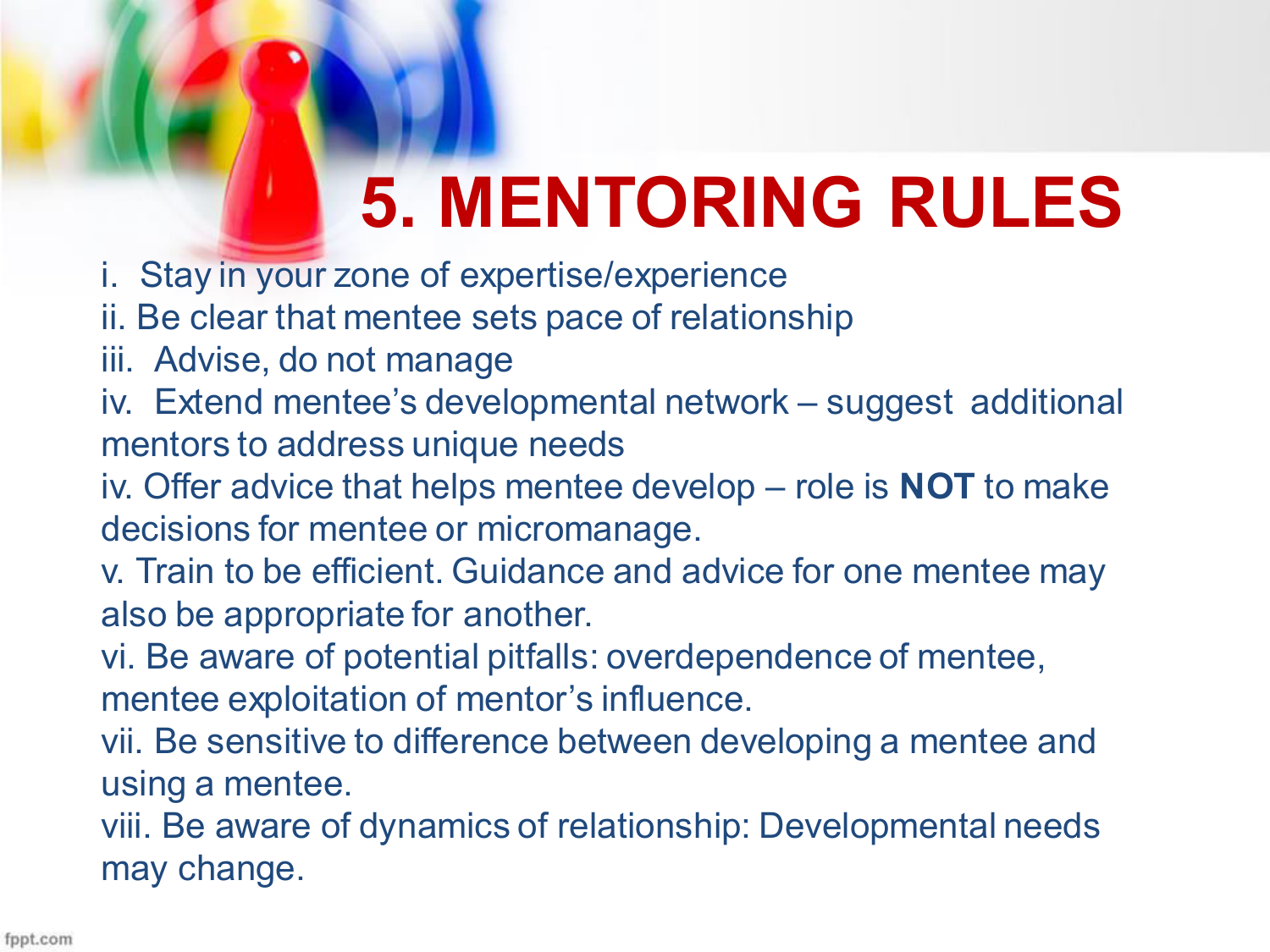# 5. MENTORING RULES

i. Stay in your zone of expertise/experience
ii. Be clear that mentee sets pace of relationship
iii. Advise, do not manage
iv. Extend mentee's developmental network – suggest additional mentors to address unique needs
iv. Offer advice that helps mentee develop – role is **NOT** to make decisions for mentee or micromanage.
v. Train to be efficient. Guidance and advice for one mentee may also be appropriate for another.
vi. Be aware of potential pitfalls: overdependence of mentee, mentee exploitation of mentor's influence.
vii. Be sensitive to difference between developing a mentee and using a mentee.
viii. Be aware of dynamics of relationship: Developmental needs may change.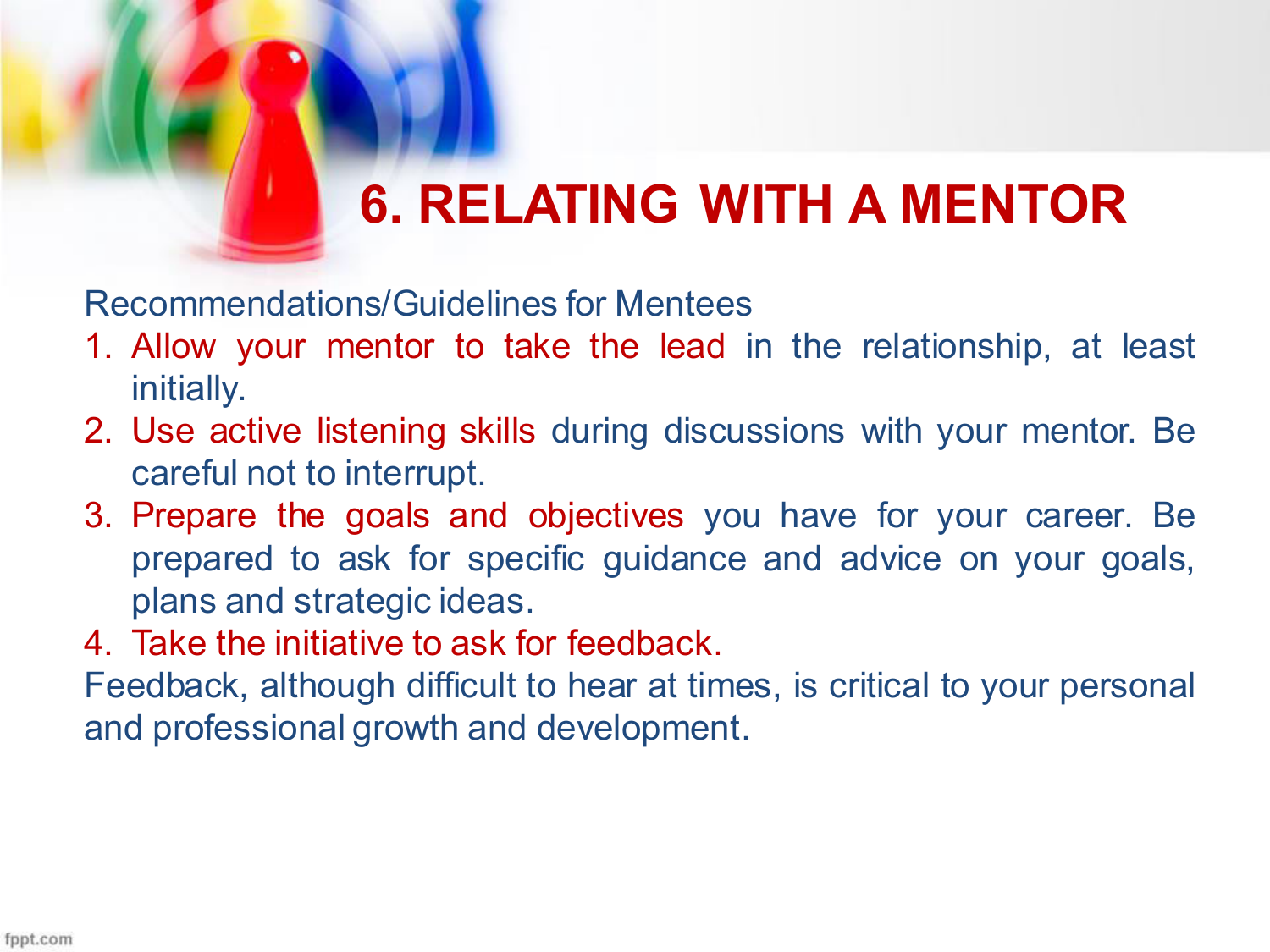# 6. RELATING WITH A MENTOR

Recommendations/Guidelines for Mentees

1. Allow your mentor to take the lead in the relationship, at least initially.
2. Use active listening skills during discussions with your mentor. Be careful not to interrupt.
3. Prepare the goals and objectives you have for your career. Be prepared to ask for specific guidance and advice on your goals, plans and strategic ideas.
4. Take the initiative to ask for feedback.

Feedback, although difficult to hear at times, is critical to your personal and professional growth and development.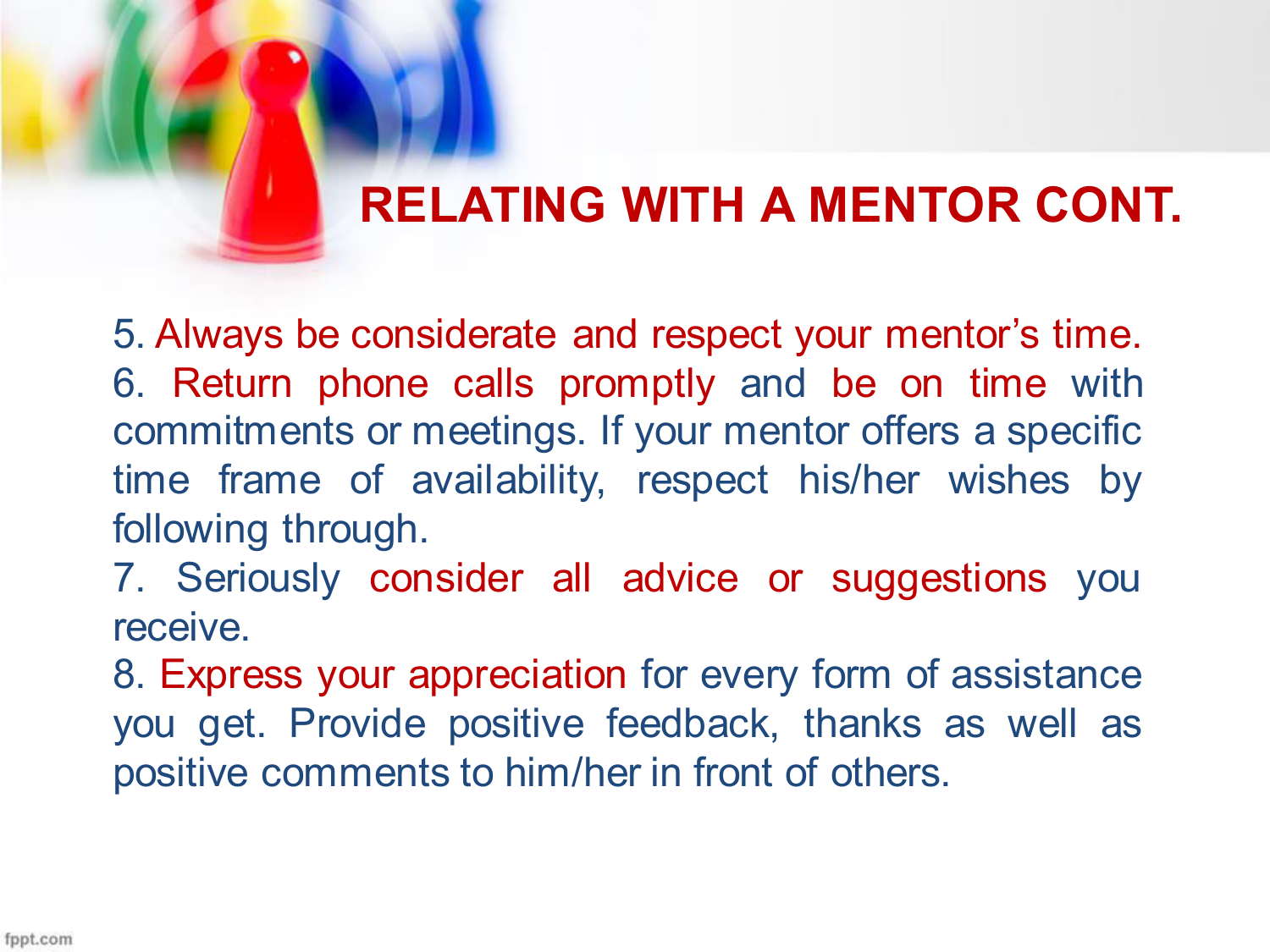# RELATING WITH A MENTOR CONT.

5. Always be considerate and respect your mentor's time.
6. Return phone calls promptly and be on time with commitments or meetings. If your mentor offers a specific time frame of availability, respect his/her wishes by following through.
7. Seriously consider all advice or suggestions you receive.
8. Express your appreciation for every form of assistance you get. Provide positive feedback, thanks as well as positive comments to him/her in front of others.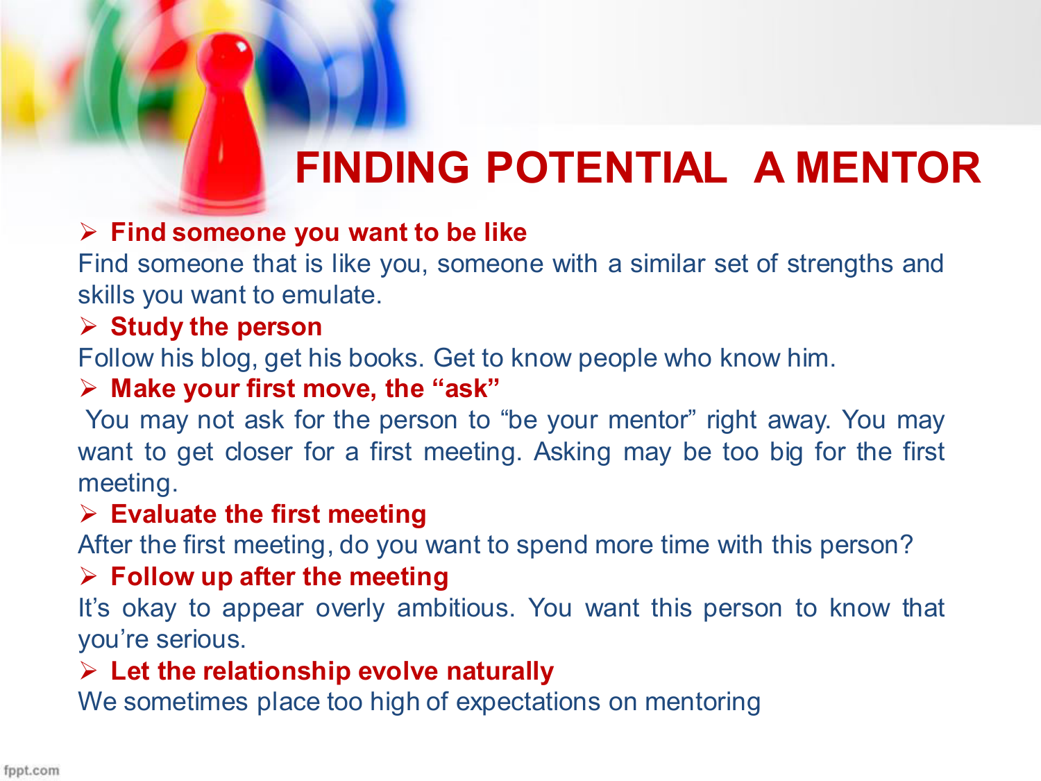# FINDING POTENTIAL  A MENTOR

- **Find someone you want to be like**

Find someone that is like you, someone with a similar set of strengths and skills you want to emulate.

- **Study the person**

Follow his blog, get his books. Get to know people who know him.

- **Make your first move, the "ask"**

You may not ask for the person to "be your mentor" right away. You may want to get closer for a first meeting. Asking may be too big for the first meeting.

- **Evaluate the first meeting**

After the first meeting, do you want to spend more time with this person?

- **Follow up after the meeting**

It's okay to appear overly ambitious. You want this person to know that you're serious.

- **Let the relationship evolve naturally**

We sometimes place too high of expectations on mentoring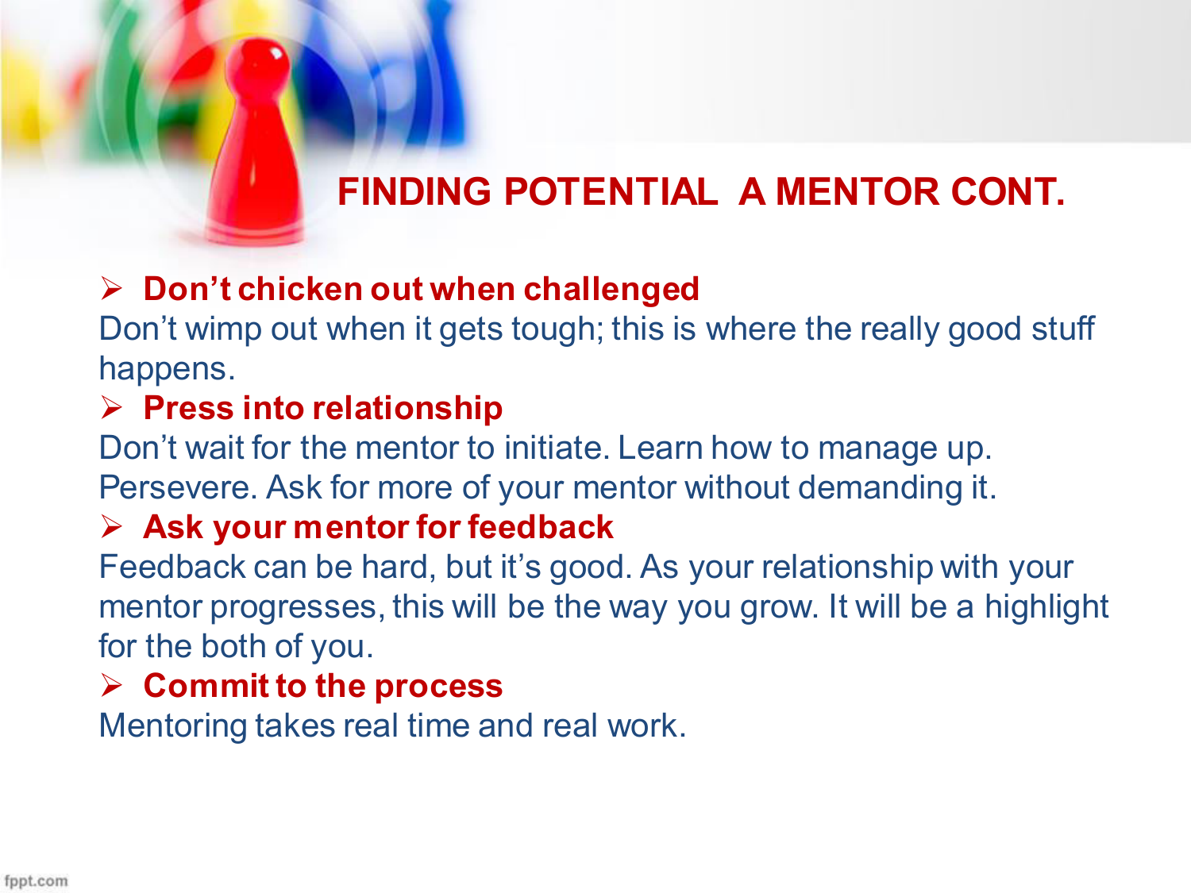# FINDING POTENTIAL A MENTOR CONT.

- **Don't chicken out when challenged**

Don't wimp out when it gets tough; this is where the really good stuff happens.

- **Press into relationship**

Don't wait for the mentor to initiate. Learn how to manage up. Persevere. Ask for more of your mentor without demanding it.

- **Ask your mentor for feedback**

Feedback can be hard, but it's good. As your relationship with your mentor progresses, this will be the way you grow. It will be a highlight for the both of you.

- **Commit to the process**

Mentoring takes real time and real work.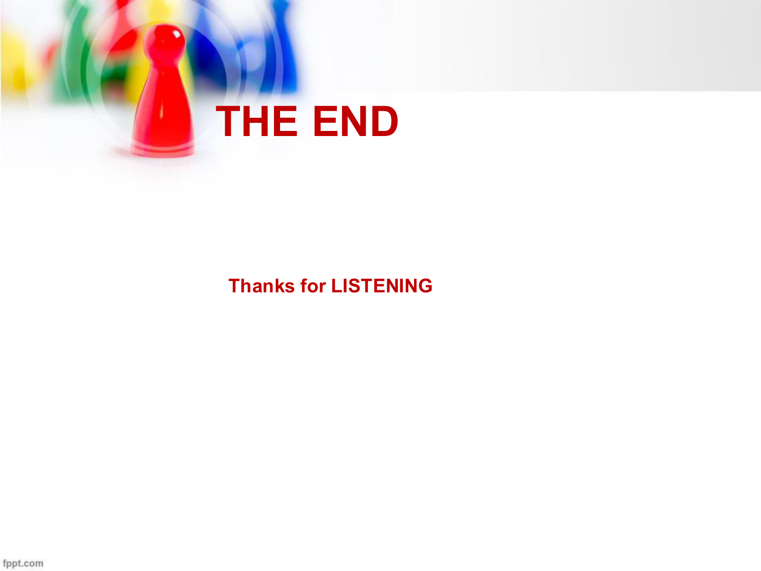# THE END

**Thanks for LISTENING**